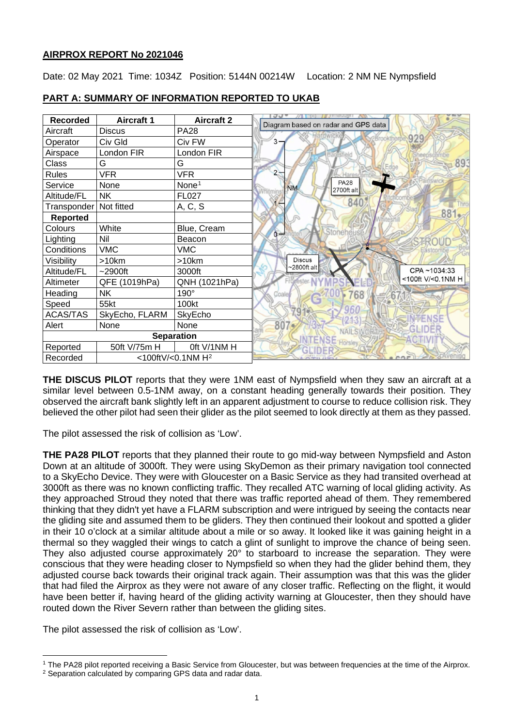## AIRPROX REPORT No 2021046

Date: 02 May 2021 Time: 1034Z Position: 5144N 00214W Location: 2 NM NE Nympsfield

## PART A: SUMMARY OF INFORMATION REPORTED TO UKAB

| Recorded | Aircraft 1 | Aircraft 2 |
|---|---|---|
| Aircraft | Discus | PA28 |
| Operator | Civ Gld | Civ FW |
| Airspace | London FIR | London FIR |
| Class | G | G |
| Rules | VFR | VFR |
| Service | None | None[1] |
| Altitude/FL | NK | FL027 |
| Transponder | Not fitted | A, C, S |
| **Reported** | | |
| Colours | White | Blue, Cream |
| Lighting | Nil | Beacon |
| Conditions | VMC | VMC |
| Visibility | >10km | >10km |
| Altitude/FL | ~2900ft | 3000ft |
| Altimeter | QFE (1019hPa) | QNH (1021hPa) |
| Heading | NK | 190° |
| Speed | 55kt | 100kt |
| ACAS/TAS | SkyEcho, FLARM | SkyEcho |
| Alert | None | None |
| **Separation** | | |
| Reported | 50ft V/75m H | 0ft V/1NM H |
| Recorded | <100ftV/<0.1NM H[2] | |

Diagram based on radar and GPS data

PA28 2700ft alt

Discus ~2800ft alt

CPA ~1034:33 <100ft V/<0.1NM H

**THE DISCUS PILOT** reports that they were 1NM east of Nympsfield when they saw an aircraft at a similar level between 0.5-1NM away, on a constant heading generally towards their position. They observed the aircraft bank slightly left in an apparent adjustment to course to reduce collision risk. They believed the other pilot had seen their glider as the pilot seemed to look directly at them as they passed.

The pilot assessed the risk of collision as 'Low'.

**THE PA28 PILOT** reports that they planned their route to go mid-way between Nympsfield and Aston Down at an altitude of 3000ft. They were using SkyDemon as their primary navigation tool connected to a SkyEcho Device. They were with Gloucester on a Basic Service as they had transited overhead at 3000ft as there was no known conflicting traffic. They recalled ATC warning of local gliding activity. As they approached Stroud they noted that there was traffic reported ahead of them. They remembered thinking that they didn't yet have a FLARM subscription and were intrigued by seeing the contacts near the gliding site and assumed them to be gliders. They then continued their lookout and spotted a glider in their 10 o'clock at a similar altitude about a mile or so away. It looked like it was gaining height in a thermal so they waggled their wings to catch a glint of sunlight to improve the chance of being seen. They also adjusted course approximately 20° to starboard to increase the separation. They were conscious that they were heading closer to Nympsfield so when they had the glider behind them, they adjusted course back towards their original track again. Their assumption was that this was the glider that had filed the Airprox as they were not aware of any closer traffic. Reflecting on the flight, it would have been better if, having heard of the gliding activity warning at Gloucester, then they should have routed down the River Severn rather than between the gliding sites.

The pilot assessed the risk of collision as 'Low'.

[1] The PA28 pilot reported receiving a Basic Service from Gloucester, but was between frequencies at the time of the Airprox.

[2] Separation calculated by comparing GPS data and radar data.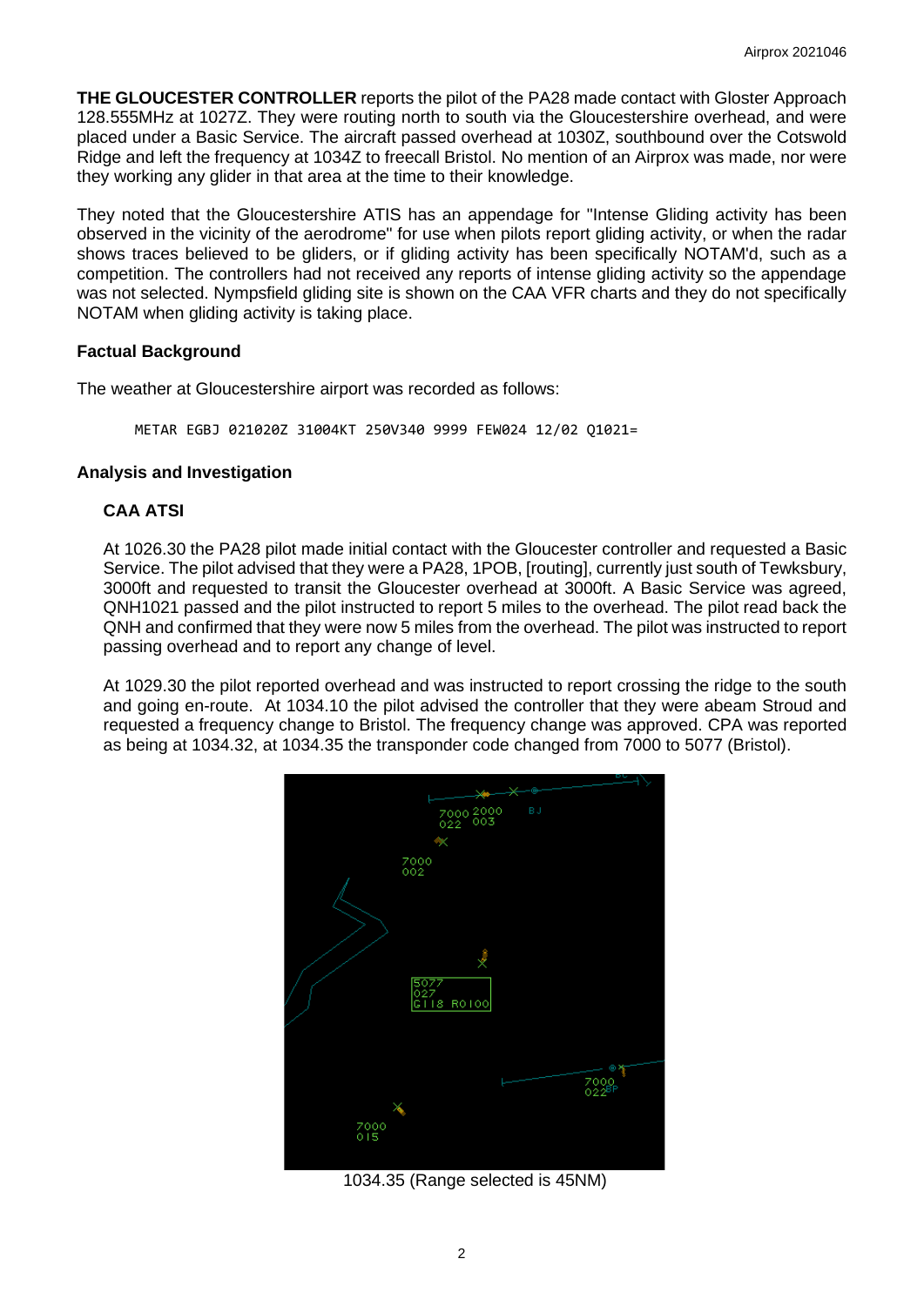**THE GLOUCESTER CONTROLLER** reports the pilot of the PA28 made contact with Gloster Approach 128.555MHz at 1027Z. They were routing north to south via the Gloucestershire overhead, and were placed under a Basic Service. The aircraft passed overhead at 1030Z, southbound over the Cotswold Ridge and left the frequency at 1034Z to freecall Bristol. No mention of an Airprox was made, nor were they working any glider in that area at the time to their knowledge.

They noted that the Gloucestershire ATIS has an appendage for "Intense Gliding activity has been observed in the vicinity of the aerodrome" for use when pilots report gliding activity, or when the radar shows traces believed to be gliders, or if gliding activity has been specifically NOTAM'd, such as a competition. The controllers had not received any reports of intense gliding activity so the appendage was not selected. Nympsfield gliding site is shown on the CAA VFR charts and they do not specifically NOTAM when gliding activity is taking place.

### Factual Background

The weather at Gloucestershire airport was recorded as follows:

```
METAR EGBJ 021020Z 31004KT 250V340 9999 FEW024 12/02 Q1021=
```

### Analysis and Investigation

#### CAA ATSI

At 1026.30 the PA28 pilot made initial contact with the Gloucester controller and requested a Basic Service. The pilot advised that they were a PA28, 1POB, [routing], currently just south of Tewksbury, 3000ft and requested to transit the Gloucester overhead at 3000ft. A Basic Service was agreed, QNH1021 passed and the pilot instructed to report 5 miles to the overhead. The pilot read back the QNH and confirmed that they were now 5 miles from the overhead. The pilot was instructed to report passing overhead and to report any change of level.

At 1029.30 the pilot reported overhead and was instructed to report crossing the ridge to the south and going en-route. At 1034.10 the pilot advised the controller that they were abeam Stroud and requested a frequency change to Bristol. The frequency change was approved. CPA was reported as being at 1034.32, at 1034.35 the transponder code changed from 7000 to 5077 (Bristol).

1034.35 (Range selected is 45NM)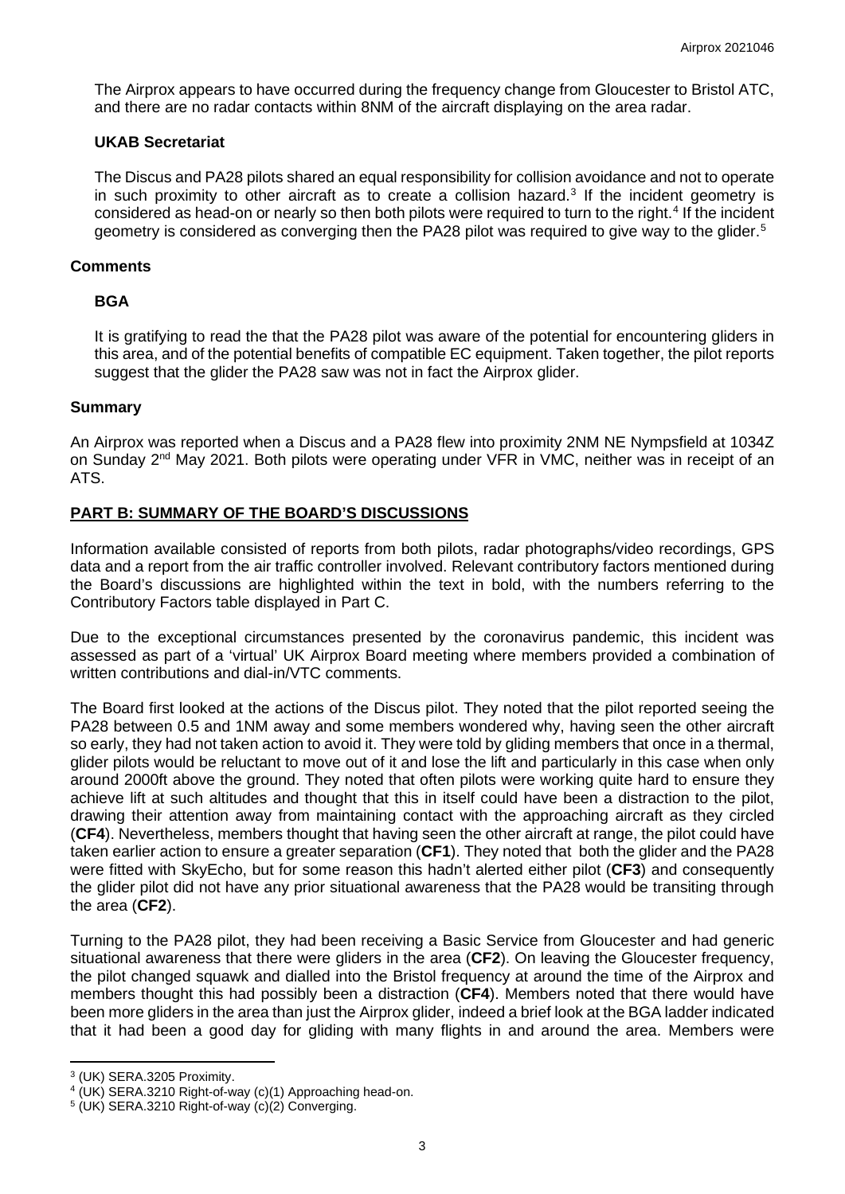The Airprox appears to have occurred during the frequency change from Gloucester to Bristol ATC, and there are no radar contacts within 8NM of the aircraft displaying on the area radar.

### UKAB Secretariat

The Discus and PA28 pilots shared an equal responsibility for collision avoidance and not to operate in such proximity to other aircraft as to create a collision hazard.[3] If the incident geometry is considered as head-on or nearly so then both pilots were required to turn to the right.[4] If the incident geometry is considered as converging then the PA28 pilot was required to give way to the glider.[5]

## Comments

### BGA

It is gratifying to read the that the PA28 pilot was aware of the potential for encountering gliders in this area, and of the potential benefits of compatible EC equipment. Taken together, the pilot reports suggest that the glider the PA28 saw was not in fact the Airprox glider.

## Summary

An Airprox was reported when a Discus and a PA28 flew into proximity 2NM NE Nympsfield at 1034Z on Sunday 2nd May 2021. Both pilots were operating under VFR in VMC, neither was in receipt of an ATS.

## PART B: SUMMARY OF THE BOARD'S DISCUSSIONS

Information available consisted of reports from both pilots, radar photographs/video recordings, GPS data and a report from the air traffic controller involved. Relevant contributory factors mentioned during the Board's discussions are highlighted within the text in bold, with the numbers referring to the Contributory Factors table displayed in Part C.

Due to the exceptional circumstances presented by the coronavirus pandemic, this incident was assessed as part of a 'virtual' UK Airprox Board meeting where members provided a combination of written contributions and dial-in/VTC comments.

The Board first looked at the actions of the Discus pilot. They noted that the pilot reported seeing the PA28 between 0.5 and 1NM away and some members wondered why, having seen the other aircraft so early, they had not taken action to avoid it. They were told by gliding members that once in a thermal, glider pilots would be reluctant to move out of it and lose the lift and particularly in this case when only around 2000ft above the ground. They noted that often pilots were working quite hard to ensure they achieve lift at such altitudes and thought that this in itself could have been a distraction to the pilot, drawing their attention away from maintaining contact with the approaching aircraft as they circled (**CF4**). Nevertheless, members thought that having seen the other aircraft at range, the pilot could have taken earlier action to ensure a greater separation (**CF1**). They noted that both the glider and the PA28 were fitted with SkyEcho, but for some reason this hadn't alerted either pilot (**CF3**) and consequently the glider pilot did not have any prior situational awareness that the PA28 would be transiting through the area (**CF2**).

Turning to the PA28 pilot, they had been receiving a Basic Service from Gloucester and had generic situational awareness that there were gliders in the area (**CF2**). On leaving the Gloucester frequency, the pilot changed squawk and dialled into the Bristol frequency at around the time of the Airprox and members thought this had possibly been a distraction (**CF4**). Members noted that there would have been more gliders in the area than just the Airprox glider, indeed a brief look at the BGA ladder indicated that it had been a good day for gliding with many flights in and around the area. Members were

---

[3] (UK) SERA.3205 Proximity.

[4] (UK) SERA.3210 Right-of-way (c)(1) Approaching head-on.

[5] (UK) SERA.3210 Right-of-way (c)(2) Converging.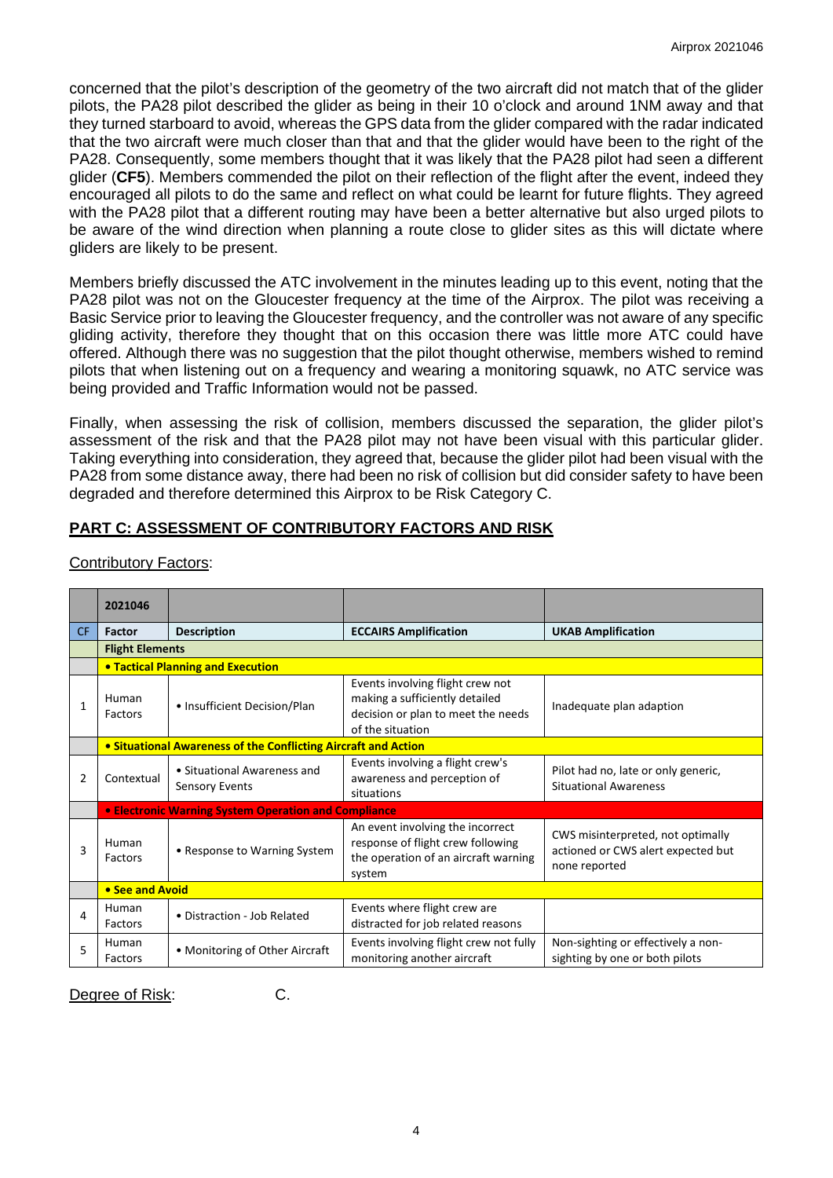concerned that the pilot's description of the geometry of the two aircraft did not match that of the glider pilots, the PA28 pilot described the glider as being in their 10 o'clock and around 1NM away and that they turned starboard to avoid, whereas the GPS data from the glider compared with the radar indicated that the two aircraft were much closer than that and that the glider would have been to the right of the PA28. Consequently, some members thought that it was likely that the PA28 pilot had seen a different glider (**CF5**). Members commended the pilot on their reflection of the flight after the event, indeed they encouraged all pilots to do the same and reflect on what could be learnt for future flights. They agreed with the PA28 pilot that a different routing may have been a better alternative but also urged pilots to be aware of the wind direction when planning a route close to glider sites as this will dictate where gliders are likely to be present.

Members briefly discussed the ATC involvement in the minutes leading up to this event, noting that the PA28 pilot was not on the Gloucester frequency at the time of the Airprox. The pilot was receiving a Basic Service prior to leaving the Gloucester frequency, and the controller was not aware of any specific gliding activity, therefore they thought that on this occasion there was little more ATC could have offered. Although there was no suggestion that the pilot thought otherwise, members wished to remind pilots that when listening out on a frequency and wearing a monitoring squawk, no ATC service was being provided and Traffic Information would not be passed.

Finally, when assessing the risk of collision, members discussed the separation, the glider pilot's assessment of the risk and that the PA28 pilot may not have been visual with this particular glider. Taking everything into consideration, they agreed that, because the glider pilot had been visual with the PA28 from some distance away, there had been no risk of collision but did consider safety to have been degraded and therefore determined this Airprox to be Risk Category C.

## PART C: ASSESSMENT OF CONTRIBUTORY FACTORS AND RISK

Contributory Factors:

| | 2021046 | | | |
|---|---|---|---|---|
| CF | Factor | Description | ECCAIRS Amplification | UKAB Amplification |
| | **Flight Elements** | | | |
| | **• Tactical Planning and Execution** | | | |
| 1 | Human Factors | • Insufficient Decision/Plan | Events involving flight crew not making a sufficiently detailed decision or plan to meet the needs of the situation | Inadequate plan adaption |
| | **• Situational Awareness of the Conflicting Aircraft and Action** | | | |
| 2 | Contextual | • Situational Awareness and Sensory Events | Events involving a flight crew's awareness and perception of situations | Pilot had no, late or only generic, Situational Awareness |
| | **• Electronic Warning System Operation and Compliance** | | | |
| 3 | Human Factors | • Response to Warning System | An event involving the incorrect response of flight crew following the operation of an aircraft warning system | CWS misinterpreted, not optimally actioned or CWS alert expected but none reported |
| | **• See and Avoid** | | | |
| 4 | Human Factors | • Distraction - Job Related | Events where flight crew are distracted for job related reasons | |
| 5 | Human Factors | • Monitoring of Other Aircraft | Events involving flight crew not fully monitoring another aircraft | Non-sighting or effectively a non-sighting by one or both pilots |

Degree of Risk: C.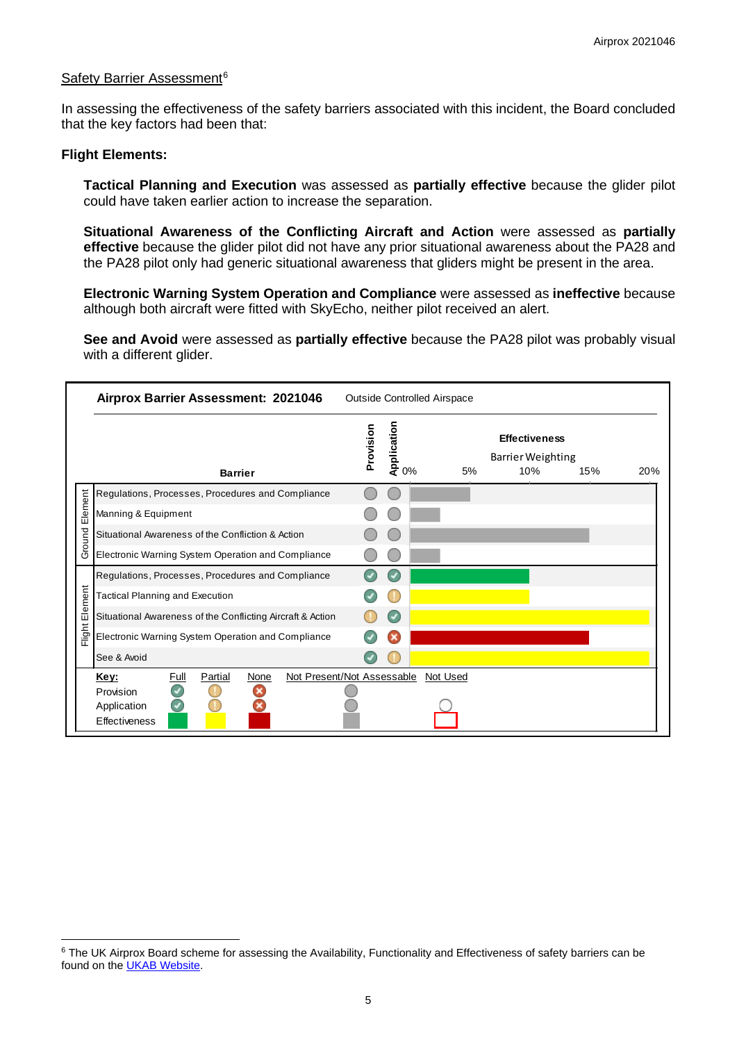Safety Barrier Assessment[6]

In assessing the effectiveness of the safety barriers associated with this incident, the Board concluded that the key factors had been that:

**Flight Elements:**

**Tactical Planning and Execution** was assessed as **partially effective** because the glider pilot could have taken earlier action to increase the separation.

**Situational Awareness of the Conflicting Aircraft and Action** were assessed as **partially effective** because the glider pilot did not have any prior situational awareness about the PA28 and the PA28 pilot only had generic situational awareness that gliders might be present in the area.

**Electronic Warning System Operation and Compliance** were assessed as **ineffective** because although both aircraft were fitted with SkyEcho, neither pilot received an alert.

**See and Avoid** were assessed as **partially effective** because the PA28 pilot was probably visual with a different glider.

**Airprox Barrier Assessment: 2021046**

Outside Controlled Airspace

Barrier

Provision

Application

Effectiveness

Barrier Weighting

0%
5%
10%
15%
20%

Ground Element
Regulations, Processes, Procedures and Compliance
Manning & Equipment
Situational Awareness of the Confliction & Action
Electronic Warning System Operation and Compliance

Flight Element
Regulations, Processes, Procedures and Compliance
Tactical Planning and Execution
Situational Awareness of the Conflicting Aircraft & Action
Electronic Warning System Operation and Compliance
See & Avoid

Key: Full Partial None Not Present/Not Assessable Not Used
Provision
Application
Effectiveness

---

[6] The UK Airprox Board scheme for assessing the Availability, Functionality and Effectiveness of safety barriers can be found on the UKAB Website.